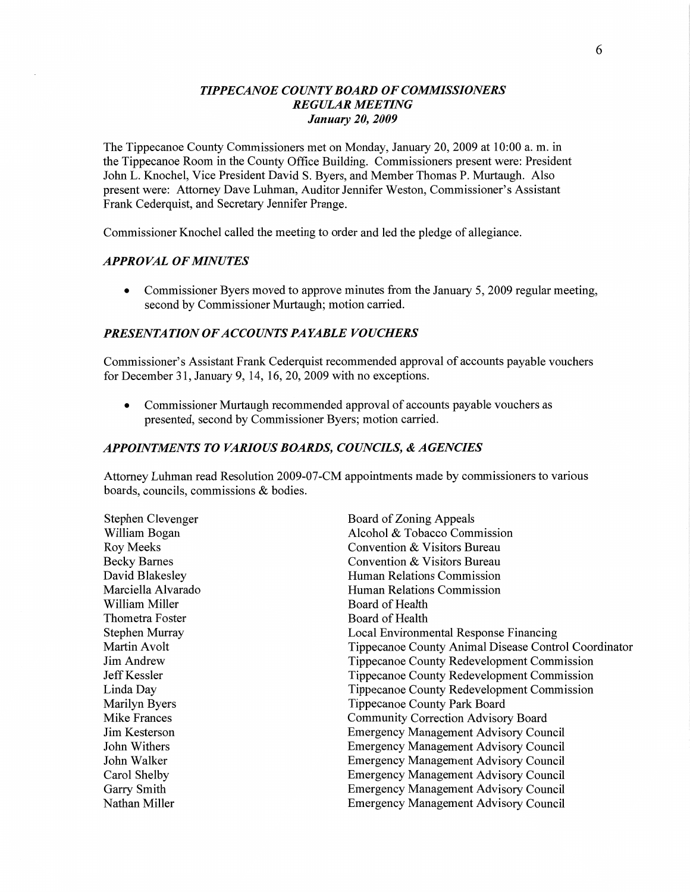# *TIPPECANOE COUNTY BOARD OF COMMISSIONERS*
## *REGULAR MEETING*
### *January 20, 2009*

The Tippecanoe County Commissioners met on Monday, January 20, 2009 at 10:00 a. m. in the Tippecanoe Room in the County Office Building. Commissioners present were: President John L. Knochel, Vice President David S. Byers, and Member Thomas P. Murtaugh. Also present were: Attorney Dave Luhman, Auditor Jennifer Weston, Commissioner's Assistant Frank Cederquist, and Secretary Jennifer Prange.

Commissioner Knochel called the meeting to order and led the pledge of allegiance.

### *APPROVAL OF MINUTES*

- Commissioner Byers moved to approve minutes from the January 5, 2009 regular meeting, second by Commissioner Murtaugh; motion carried.

### *PRESENTATION OF ACCOUNTS PAYABLE VOUCHERS*

Commissioner's Assistant Frank Cederquist recommended approval of accounts payable vouchers for December 31, January 9, 14, 16, 20, 2009 with no exceptions.

- Commissioner Murtaugh recommended approval of accounts payable vouchers as presented, second by Commissioner Byers; motion carried.

### *APPOINTMENTS TO VARIOUS BOARDS, COUNCILS, & AGENCIES*

Attorney Luhman read Resolution 2009-07-CM appointments made by commissioners to various boards, councils, commissions & bodies.

| | |
|---|---|
| Stephen Clevenger | Board of Zoning Appeals |
| William Bogan | Alcohol & Tobacco Commission |
| Roy Meeks | Convention & Visitors Bureau |
| Becky Barnes | Convention & Visitors Bureau |
| David Blakesley | Human Relations Commission |
| Marciella Alvarado | Human Relations Commission |
| William Miller | Board of Health |
| Thometra Foster | Board of Health |
| Stephen Murray | Local Environmental Response Financing |
| Martin Avolt | Tippecanoe County Animal Disease Control Coordinator |
| Jim Andrew | Tippecanoe County Redevelopment Commission |
| Jeff Kessler | Tippecanoe County Redevelopment Commission |
| Linda Day | Tippecanoe County Redevelopment Commission |
| Marilyn Byers | Tippecanoe County Park Board |
| Mike Frances | Community Correction Advisory Board |
| Jim Kesterson | Emergency Management Advisory Council |
| John Withers | Emergency Management Advisory Council |
| John Walker | Emergency Management Advisory Council |
| Carol Shelby | Emergency Management Advisory Council |
| Garry Smith | Emergency Management Advisory Council |
| Nathan Miller | Emergency Management Advisory Council |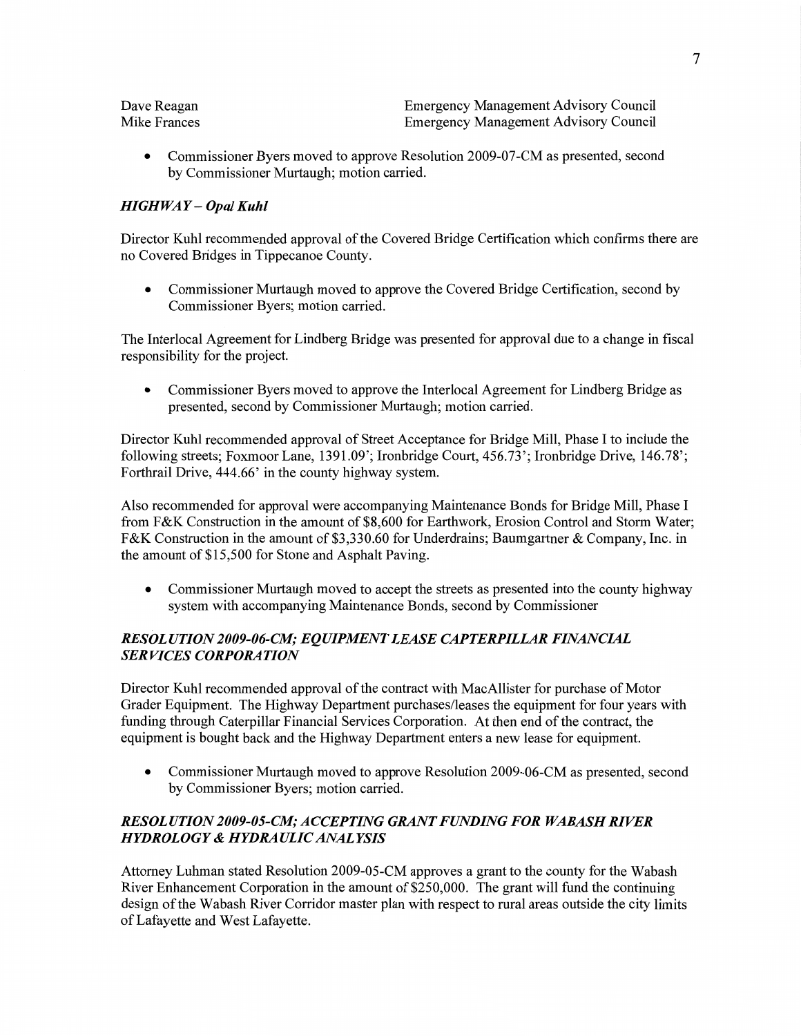| | |
|---|---|
| Dave Reagan | Emergency Management Advisory Council |
| Mike Frances | Emergency Management Advisory Council |

- Commissioner Byers moved to approve Resolution 2009-07-CM as presented, second by Commissioner Murtaugh; motion carried.

### *HIGHWAY – Opal Kuhl*

Director Kuhl recommended approval of the Covered Bridge Certification which confirms there are no Covered Bridges in Tippecanoe County.

- Commissioner Murtaugh moved to approve the Covered Bridge Certification, second by Commissioner Byers; motion carried.

The Interlocal Agreement for Lindberg Bridge was presented for approval due to a change in fiscal responsibility for the project.

- Commissioner Byers moved to approve the Interlocal Agreement for Lindberg Bridge as presented, second by Commissioner Murtaugh; motion carried.

Director Kuhl recommended approval of Street Acceptance for Bridge Mill, Phase I to include the following streets; Foxmoor Lane, 1391.09'; Ironbridge Court, 456.73'; Ironbridge Drive, 146.78'; Forthrail Drive, 444.66' in the county highway system.

Also recommended for approval were accompanying Maintenance Bonds for Bridge Mill, Phase I from F&K Construction in the amount of $8,600 for Earthwork, Erosion Control and Storm Water; F&K Construction in the amount of $3,330.60 for Underdrains; Baumgartner & Company, Inc. in the amount of $15,500 for Stone and Asphalt Paving.

- Commissioner Murtaugh moved to accept the streets as presented into the county highway system with accompanying Maintenance Bonds, second by Commissioner

### *RESOLUTION 2009-06-CM; EQUIPMENT LEASE CAPTERPILLAR FINANCIAL SERVICES CORPORATION*

Director Kuhl recommended approval of the contract with MacAllister for purchase of Motor Grader Equipment. The Highway Department purchases/leases the equipment for four years with funding through Caterpillar Financial Services Corporation. At then end of the contract, the equipment is bought back and the Highway Department enters a new lease for equipment.

- Commissioner Murtaugh moved to approve Resolution 2009-06-CM as presented, second by Commissioner Byers; motion carried.

### *RESOLUTION 2009-05-CM; ACCEPTING GRANT FUNDING FOR WABASH RIVER HYDROLOGY & HYDRAULIC ANALYSIS*

Attorney Luhman stated Resolution 2009-05-CM approves a grant to the county for the Wabash River Enhancement Corporation in the amount of $250,000. The grant will fund the continuing design of the Wabash River Corridor master plan with respect to rural areas outside the city limits of Lafayette and West Lafayette.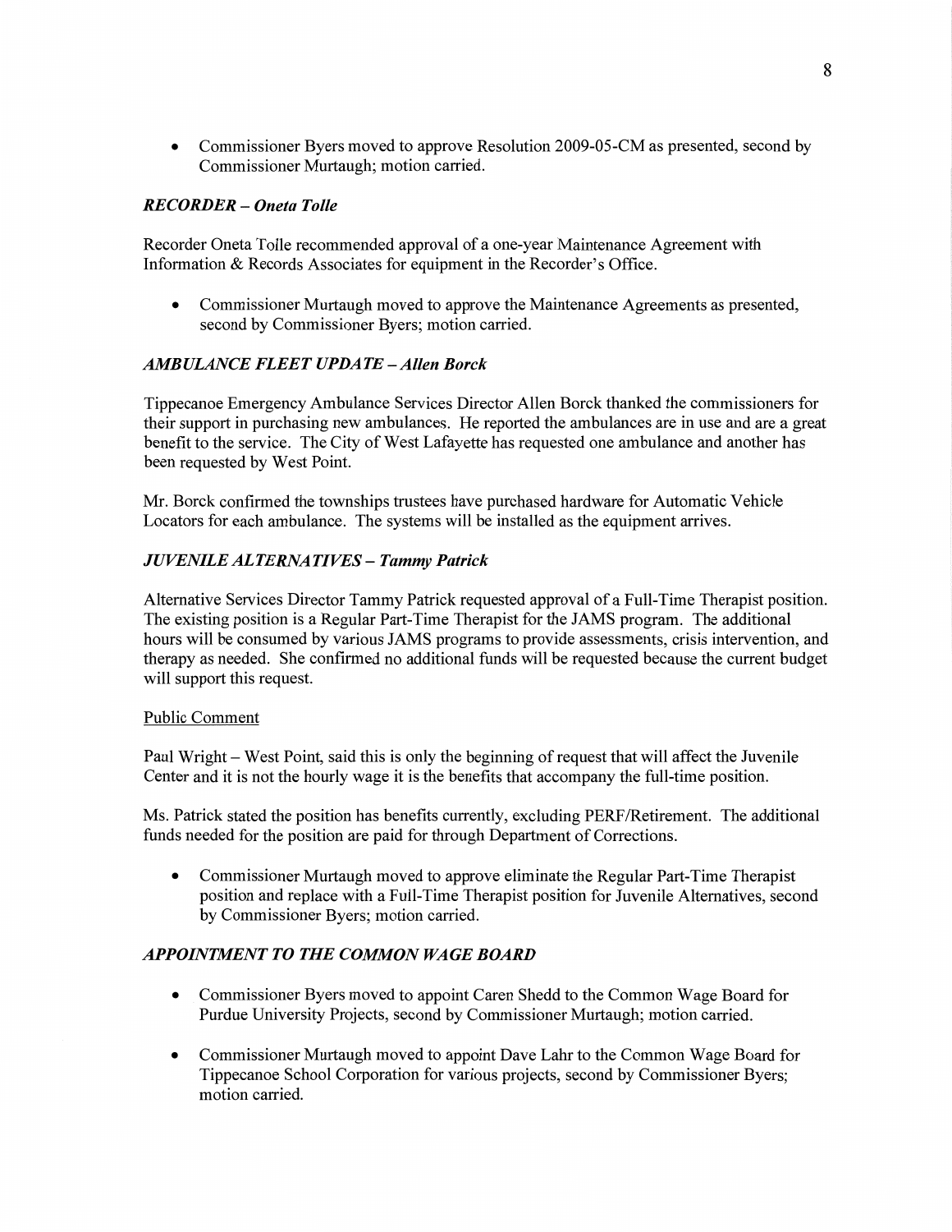- Commissioner Byers moved to approve Resolution 2009-05-CM as presented, second by Commissioner Murtaugh; motion carried.

### *RECORDER – Oneta Tolle*

Recorder Oneta Tolle recommended approval of a one-year Maintenance Agreement with Information & Records Associates for equipment in the Recorder's Office.

- Commissioner Murtaugh moved to approve the Maintenance Agreements as presented, second by Commissioner Byers; motion carried.

### *AMBULANCE FLEET UPDATE – Allen Borck*

Tippecanoe Emergency Ambulance Services Director Allen Borck thanked the commissioners for their support in purchasing new ambulances. He reported the ambulances are in use and are a great benefit to the service. The City of West Lafayette has requested one ambulance and another has been requested by West Point.

Mr. Borck confirmed the townships trustees have purchased hardware for Automatic Vehicle Locators for each ambulance. The systems will be installed as the equipment arrives.

### *JUVENILE ALTERNATIVES – Tammy Patrick*

Alternative Services Director Tammy Patrick requested approval of a Full-Time Therapist position. The existing position is a Regular Part-Time Therapist for the JAMS program. The additional hours will be consumed by various JAMS programs to provide assessments, crisis intervention, and therapy as needed. She confirmed no additional funds will be requested because the current budget will support this request.

Public Comment

Paul Wright – West Point, said this is only the beginning of request that will affect the Juvenile Center and it is not the hourly wage it is the benefits that accompany the full-time position.

Ms. Patrick stated the position has benefits currently, excluding PERF/Retirement. The additional funds needed for the position are paid for through Department of Corrections.

- Commissioner Murtaugh moved to approve eliminate the Regular Part-Time Therapist position and replace with a Full-Time Therapist position for Juvenile Alternatives, second by Commissioner Byers; motion carried.

### *APPOINTMENT TO THE COMMON WAGE BOARD*

- Commissioner Byers moved to appoint Caren Shedd to the Common Wage Board for Purdue University Projects, second by Commissioner Murtaugh; motion carried.
- Commissioner Murtaugh moved to appoint Dave Lahr to the Common Wage Board for Tippecanoe School Corporation for various projects, second by Commissioner Byers; motion carried.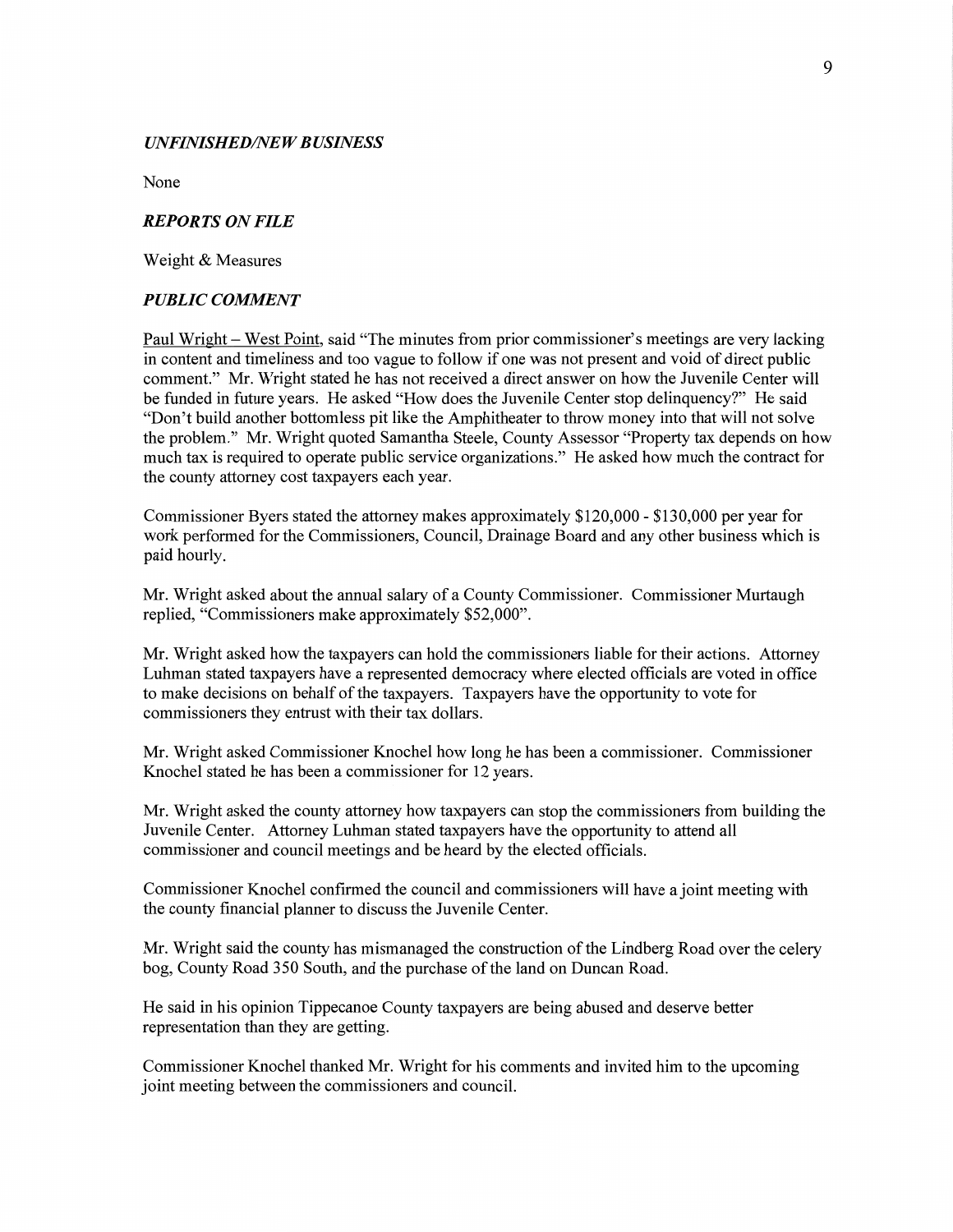### *UNFINISHED/NEW BUSINESS*

None

### *REPORTS ON FILE*

Weight & Measures

### *PUBLIC COMMENT*

Paul Wright – West Point, said "The minutes from prior commissioner's meetings are very lacking in content and timeliness and too vague to follow if one was not present and void of direct public comment." Mr. Wright stated he has not received a direct answer on how the Juvenile Center will be funded in future years. He asked "How does the Juvenile Center stop delinquency?" He said "Don't build another bottomless pit like the Amphitheater to throw money into that will not solve the problem." Mr. Wright quoted Samantha Steele, County Assessor "Property tax depends on how much tax is required to operate public service organizations." He asked how much the contract for the county attorney cost taxpayers each year.

Commissioner Byers stated the attorney makes approximately $120,000 - $130,000 per year for work performed for the Commissioners, Council, Drainage Board and any other business which is paid hourly.

Mr. Wright asked about the annual salary of a County Commissioner. Commissioner Murtaugh replied, "Commissioners make approximately $52,000".

Mr. Wright asked how the taxpayers can hold the commissioners liable for their actions. Attorney Luhman stated taxpayers have a represented democracy where elected officials are voted in office to make decisions on behalf of the taxpayers. Taxpayers have the opportunity to vote for commissioners they entrust with their tax dollars.

Mr. Wright asked Commissioner Knochel how long he has been a commissioner. Commissioner Knochel stated he has been a commissioner for 12 years.

Mr. Wright asked the county attorney how taxpayers can stop the commissioners from building the Juvenile Center. Attorney Luhman stated taxpayers have the opportunity to attend all commissioner and council meetings and be heard by the elected officials.

Commissioner Knochel confirmed the council and commissioners will have a joint meeting with the county financial planner to discuss the Juvenile Center.

Mr. Wright said the county has mismanaged the construction of the Lindberg Road over the celery bog, County Road 350 South, and the purchase of the land on Duncan Road.

He said in his opinion Tippecanoe County taxpayers are being abused and deserve better representation than they are getting.

Commissioner Knochel thanked Mr. Wright for his comments and invited him to the upcoming joint meeting between the commissioners and council.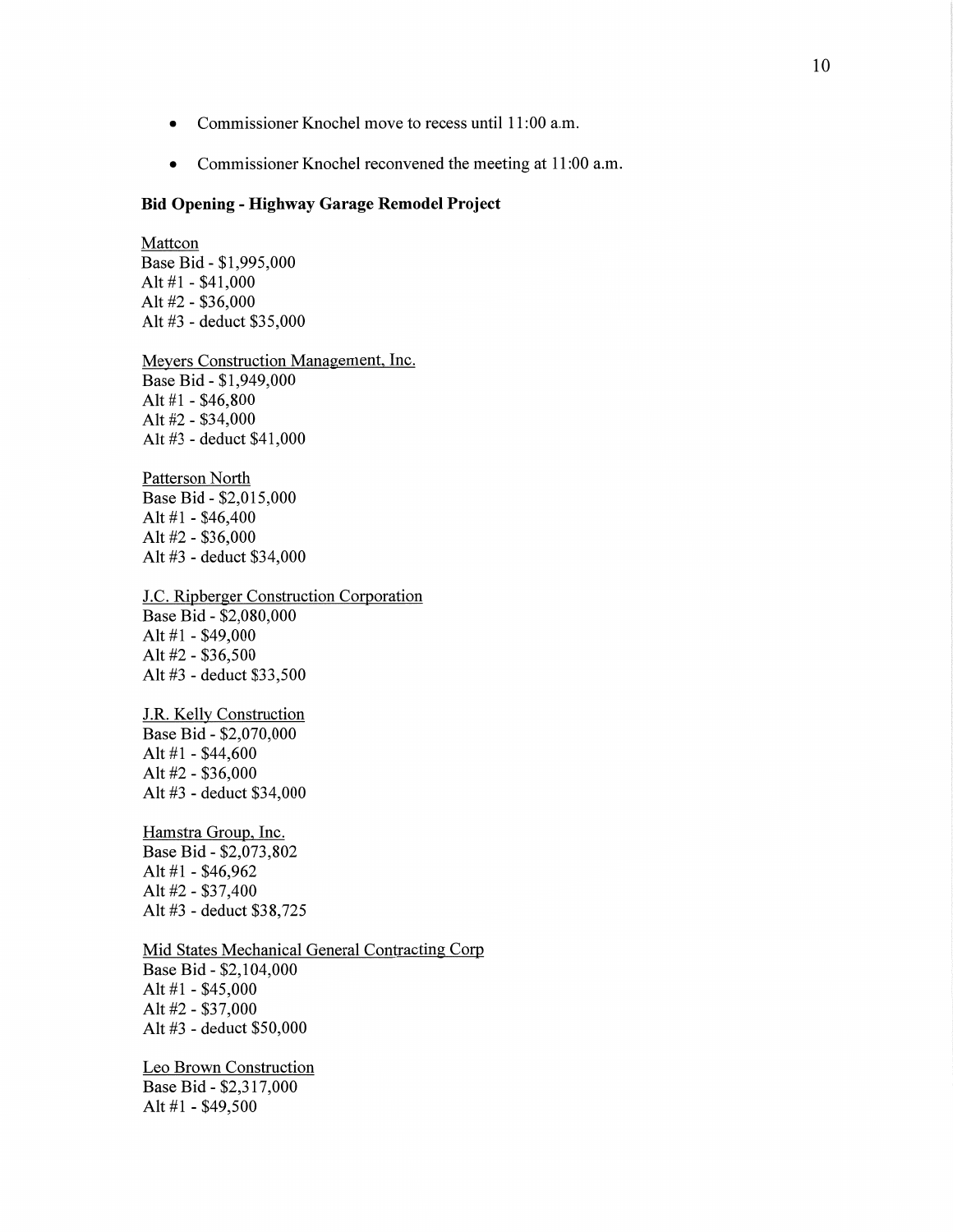- Commissioner Knochel move to recess until 11:00 a.m.

- Commissioner Knochel reconvened the meeting at 11:00 a.m.

**Bid Opening - Highway Garage Remodel Project**

<u>Mattcon</u>
Base Bid - $1,995,000
Alt #1 - $41,000
Alt #2 - $36,000
Alt #3 - deduct $35,000

<u>Meyers Construction Management, Inc.</u>
Base Bid - $1,949,000
Alt #1 - $46,800
Alt #2 - $34,000
Alt #3 - deduct $41,000

<u>Patterson North</u>
Base Bid - $2,015,000
Alt #1 - $46,400
Alt #2 - $36,000
Alt #3 - deduct $34,000

<u>J.C. Ripberger Construction Corporation</u>
Base Bid - $2,080,000
Alt #1 - $49,000
Alt #2 - $36,500
Alt #3 - deduct $33,500

<u>J.R. Kelly Construction</u>
Base Bid - $2,070,000
Alt #1 - $44,600
Alt #2 - $36,000
Alt #3 - deduct $34,000

<u>Hamstra Group, Inc.</u>
Base Bid - $2,073,802
Alt #1 - $46,962
Alt #2 - $37,400
Alt #3 - deduct $38,725

<u>Mid States Mechanical General Contracting Corp</u>
Base Bid - $2,104,000
Alt #1 - $45,000
Alt #2 - $37,000
Alt #3 - deduct $50,000

<u>Leo Brown Construction</u>
Base Bid - $2,317,000
Alt #1 - $49,500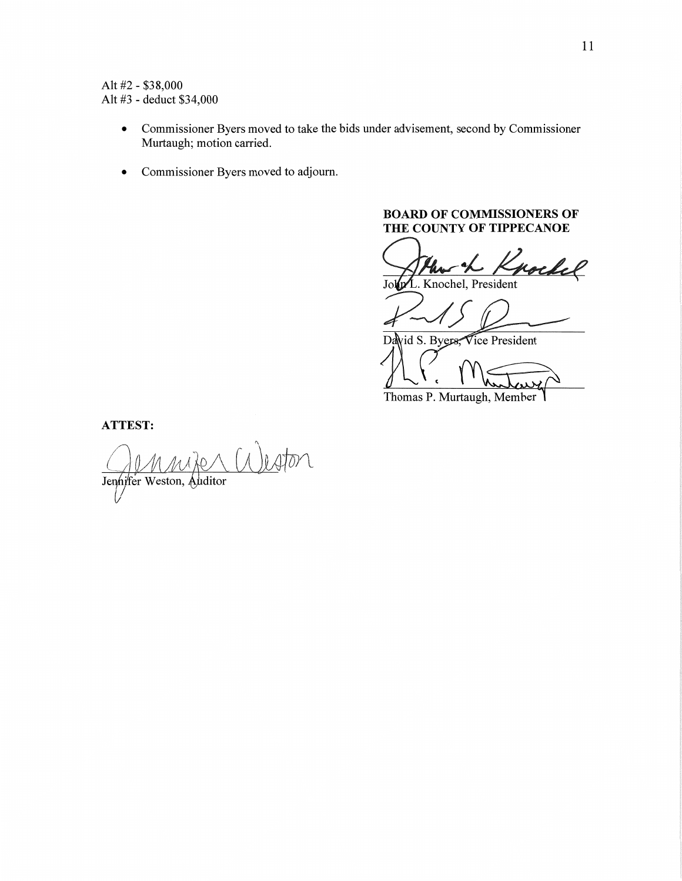Alt #2 - $38,000
Alt #3 - deduct $34,000

- Commissioner Byers moved to take the bids under advisement, second by Commissioner Murtaugh; motion carried.
- Commissioner Byers moved to adjourn.

**BOARD OF COMMISSIONERS OF THE COUNTY OF TIPPECANOE**

John L. Knochel, President

David S. Byers, Vice President

Thomas P. Murtaugh, Member

**ATTEST:**

Jennifer Weston, Auditor